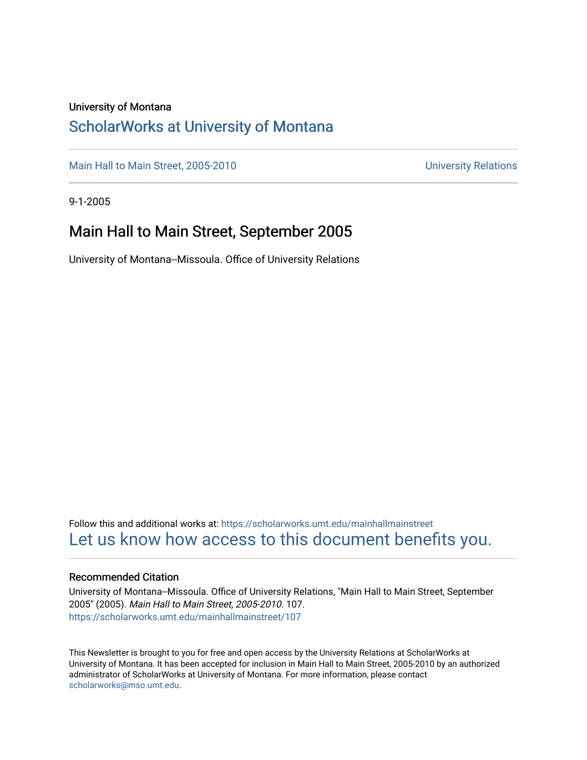University of Montana

## ScholarWorks at University of Montana

Main Hall to Main Street, 2005-2010 University Relations

9-1-2005

# Main Hall to Main Street, September 2005

University of Montana--Missoula. Office of University Relations

Follow this and additional works at: https://scholarworks.umt.edu/mainhallmainstreet

Let us know how access to this document benefits you.

### Recommended Citation

University of Montana--Missoula. Office of University Relations, "Main Hall to Main Street, September 2005" (2005). *Main Hall to Main Street, 2005-2010*. 107.
https://scholarworks.umt.edu/mainhallmainstreet/107

This Newsletter is brought to you for free and open access by the University Relations at ScholarWorks at University of Montana. It has been accepted for inclusion in Main Hall to Main Street, 2005-2010 by an authorized administrator of ScholarWorks at University of Montana. For more information, please contact scholarworks@mso.umt.edu.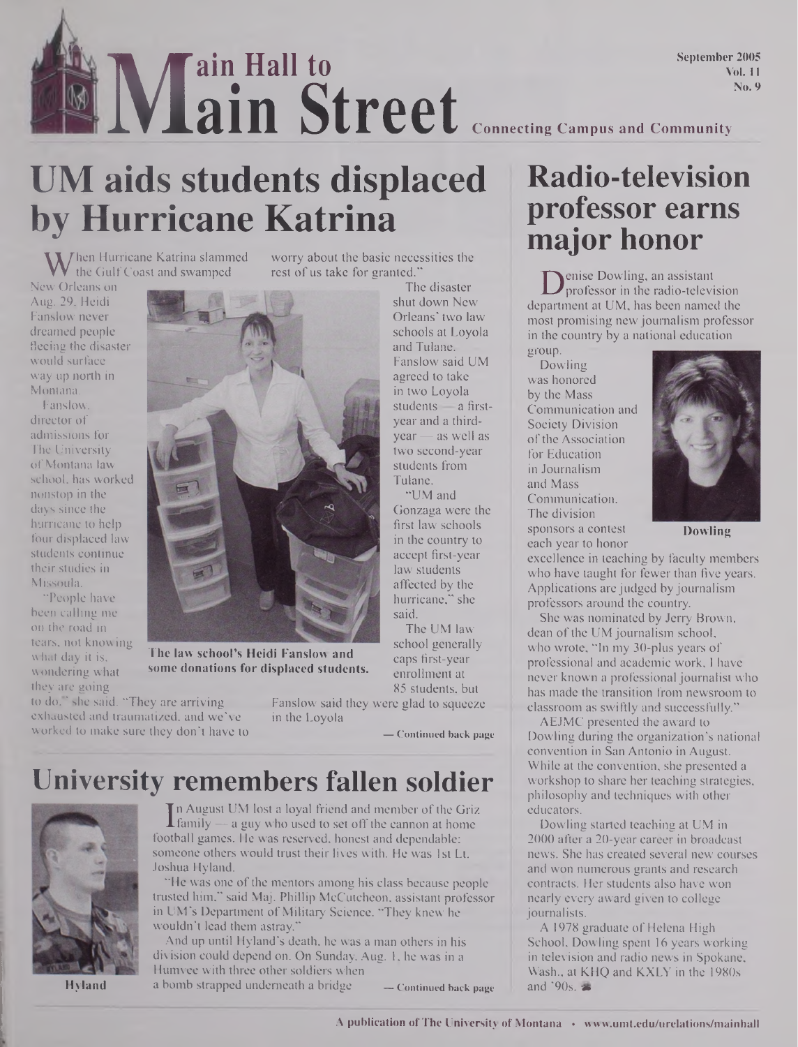# Main Hall to Main Street

September 2005
Vol. 11
No. 9

Connecting Campus and Community

## UM aids students displaced by Hurricane Katrina

When Hurricane Katrina slammed the Gulf Coast and swamped New Orleans on Aug. 29, Heidi Fanslow never dreamed people fleeing the disaster would surface way up north in Montana.

Fanslow, director of admissions for The University of Montana law school, has worked nonstop in the days since the hurricane to help four displaced law students continue their studies in Missoula.

"People have been calling me on the road in tears, not knowing what day it is, wondering what they are going to do," she said. "They are arriving exhausted and traumatized, and we've worked to make sure they don't have to worry about the basic necessities the rest of us take for granted."

The law school's Heidi Fanslow and some donations for displaced students.

The disaster shut down New Orleans' two law schools at Loyola and Tulane. Fanslow said UM agreed to take in two Loyola students — a first-year and a third-year — as well as two second-year students from Tulane.

"UM and Gonzaga were the first law schools in the country to accept first-year law students affected by the hurricane," she said.

The UM law school generally caps first-year enrollment at 85 students, but Fanslow said they were glad to squeeze in the Loyola

— Continued back page

## University remembers fallen soldier

Hyland

In August UM lost a loyal friend and member of the Griz family — a guy who used to set off the cannon at home football games. He was reserved, honest and dependable: someone others would trust their lives with. He was 1st Lt. Joshua Hyland.

"He was one of the mentors among his class because people trusted him," said Maj. Phillip McCutcheon, assistant professor in UM's Department of Military Science. "They knew he wouldn't lead them astray."

And up until Hyland's death, he was a man others in his division could depend on. On Sunday, Aug. 1, he was in a Humvee with three other soldiers when a bomb strapped underneath a bridge

— Continued back page

## Radio-television professor earns major honor

Denise Dowling, an assistant professor in the radio-television department at UM, has been named the most promising new journalism professor in the country by a national education group.

Dowling

Dowling was honored by the Mass Communication and Society Division of the Association for Education in Journalism and Mass Communication. The division sponsors a contest each year to honor excellence in teaching by faculty members who have taught for fewer than five years. Applications are judged by journalism professors around the country.

She was nominated by Jerry Brown, dean of the UM journalism school, who wrote, "In my 30-plus years of professional and academic work, I have never known a professional journalist who has made the transition from newsroom to classroom as swiftly and successfully."

AEJMC presented the award to Dowling during the organization's national convention in San Antonio in August. While at the convention, she presented a workshop to share her teaching strategies, philosophy and techniques with other educators.

Dowling started teaching at UM in 2000 after a 20-year career in broadcast news. She has created several new courses and won numerous grants and research contracts. Her students also have won nearly every award given to college journalists.

A 1978 graduate of Helena High School, Dowling spent 16 years working in television and radio news in Spokane, Wash., at KHQ and KXLY in the 1980s and '90s.

A publication of The University of Montana • www.umt.edu/urelations/mainhall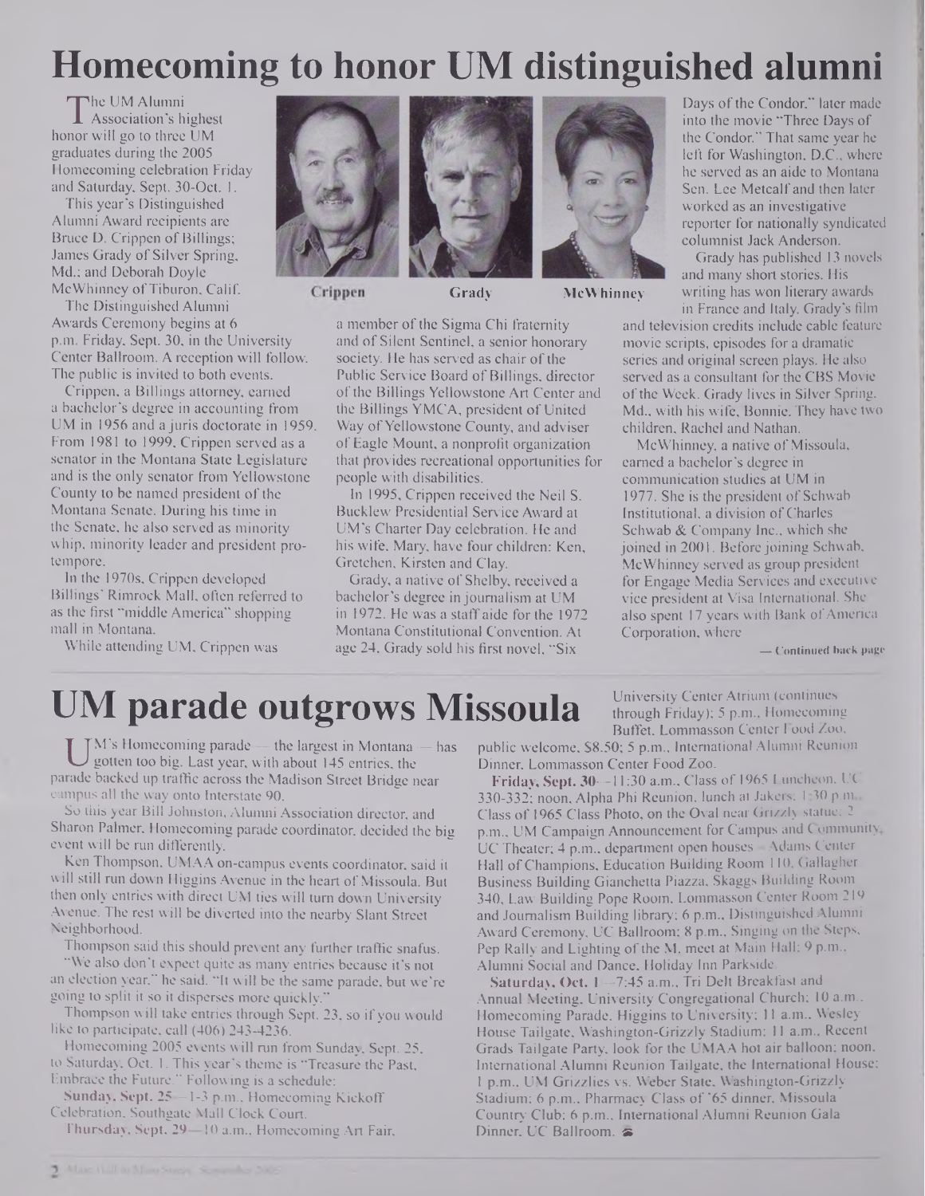# Homecoming to honor UM distinguished alumni

The UM Alumni Association's highest honor will go to three UM graduates during the 2005 Homecoming celebration Friday and Saturday, Sept. 30-Oct. 1.

This year's Distinguished Alumni Award recipients are Bruce D. Crippen of Billings; James Grady of Silver Spring, Md.; and Deborah Doyle McWhinney of Tiburon, Calif.

The Distinguished Alumni Awards Ceremony begins at 6 p.m. Friday, Sept. 30, in the University Center Ballroom. A reception will follow. The public is invited to both events.

Crippen, a Billings attorney, earned a bachelor's degree in accounting from UM in 1956 and a juris doctorate in 1959. From 1981 to 1999, Crippen served as a senator in the Montana State Legislature and is the only senator from Yellowstone County to be named president of the Montana Senate. During his time in the Senate, he also served as minority whip, minority leader and president pro-tempore.

In the 1970s, Crippen developed Billings' Rimrock Mall, often referred to as the first "middle America" shopping mall in Montana.

While attending UM, Crippen was a member of the Sigma Chi fraternity and of Silent Sentinel, a senior honorary society. He has served as chair of the Public Service Board of Billings, director of the Billings Yellowstone Art Center and the Billings YMCA, president of United Way of Yellowstone County, and adviser of Eagle Mount, a nonprofit organization that provides recreational opportunities for people with disabilities.

In 1995, Crippen received the Neil S. Bucklew Presidential Service Award at UM's Charter Day celebration. He and his wife, Mary, have four children: Ken, Gretchen, Kirsten and Clay.

Crippen　　Grady　　McWhinney

Grady, a native of Shelby, received a bachelor's degree in journalism at UM in 1972. He was a staff aide for the 1972 Montana Constitutional Convention. At age 24, Grady sold his first novel, "Six Days of the Condor," later made into the movie "Three Days of the Condor." That same year he left for Washington, D.C., where he served as an aide to Montana Sen. Lee Metcalf and then later worked as an investigative reporter for nationally syndicated columnist Jack Anderson.

Grady has published 13 novels and many short stories. His writing has won literary awards in France and Italy. Grady's film and television credits include cable feature movie scripts, episodes for a dramatic series and original screen plays. He also served as a consultant for the CBS Movie of the Week. Grady lives in Silver Spring, Md., with his wife, Bonnie. They have two children, Rachel and Nathan.

McWhinney, a native of Missoula, earned a bachelor's degree in communication studies at UM in 1977. She is the president of Schwab Institutional, a division of Charles Schwab & Company Inc., which she joined in 2001. Before joining Schwab, McWhinney served as group president for Engage Media Services and executive vice president at Visa International. She also spent 17 years with Bank of America Corporation, where

— Continued back page

# UM parade outgrows Missoula

UM's Homecoming parade — the largest in Montana — has gotten too big. Last year, with about 145 entries, the parade backed up traffic across the Madison Street Bridge near campus all the way onto Interstate 90.

So this year Bill Johnston, Alumni Association director, and Sharon Palmer, Homecoming parade coordinator, decided the big event will be run differently.

Ken Thompson, UMAA on-campus events coordinator, said it will still run down Higgins Avenue in the heart of Missoula. But then only entries with direct UM ties will turn down University Avenue. The rest will be diverted into the nearby Slant Street Neighborhood.

Thompson said this should prevent any further traffic snafus.

"We also don't expect quite as many entries because it's not an election year," he said. "It will be the same parade, but we're going to split it so it disperses more quickly."

Thompson will take entries through Sept. 23, so if you would like to participate, call (406) 243-4236.

Homecoming 2005 events will run from Sunday, Sept. 25, to Saturday, Oct. 1. This year's theme is "Treasure the Past, Embrace the Future." Following is a schedule:

**Sunday, Sept. 25**—1-3 p.m., Homecoming Kickoff Celebration, Southgate Mall Clock Court.

**Thursday, Sept. 29**—10 a.m., Homecoming Art Fair, University Center Atrium (continues through Friday); 5 p.m., Homecoming Buffet, Lommasson Center Food Zoo, public welcome, $8.50; 5 p.m., International Alumni Reunion Dinner, Lommasson Center Food Zoo.

**Friday, Sept. 30**—11:30 a.m., Class of 1965 Luncheon, UC 330-332; noon, Alpha Phi Reunion, lunch at Jakers; 1:30 p.m., Class of 1965 Class Photo, on the Oval near Grizzly statue; 2 p.m., UM Campaign Announcement for Campus and Community, UC Theater; 4 p.m., department open houses — Adams Center Hall of Champions, Education Building Room 110, Gallagher Business Building Gianchetta Piazza, Skaggs Building Room 340, Law Building Pope Room, Lommasson Center Room 219 and Journalism Building library; 6 p.m., Distinguished Alumni Award Ceremony, UC Ballroom; 8 p.m., Singing on the Steps, Pep Rally and Lighting of the M, meet at Main Hall; 9 p.m., Alumni Social and Dance, Holiday Inn Parkside.

**Saturday, Oct. 1**—7:45 a.m., Tri Delt Breakfast and Annual Meeting, University Congregational Church; 10 a.m., Homecoming Parade, Higgins to University; 11 a.m., Wesley House Tailgate, Washington-Grizzly Stadium; 11 a.m., Recent Grads Tailgate Party, look for the UMAA hot air balloon; noon, International Alumni Reunion Tailgate, the International House; 1 p.m., UM Grizzlies vs. Weber State, Washington-Grizzly Stadium; 6 p.m., Pharmacy Class of '65 dinner, Missoula Country Club; 6 p.m., International Alumni Reunion Gala Dinner, UC Ballroom.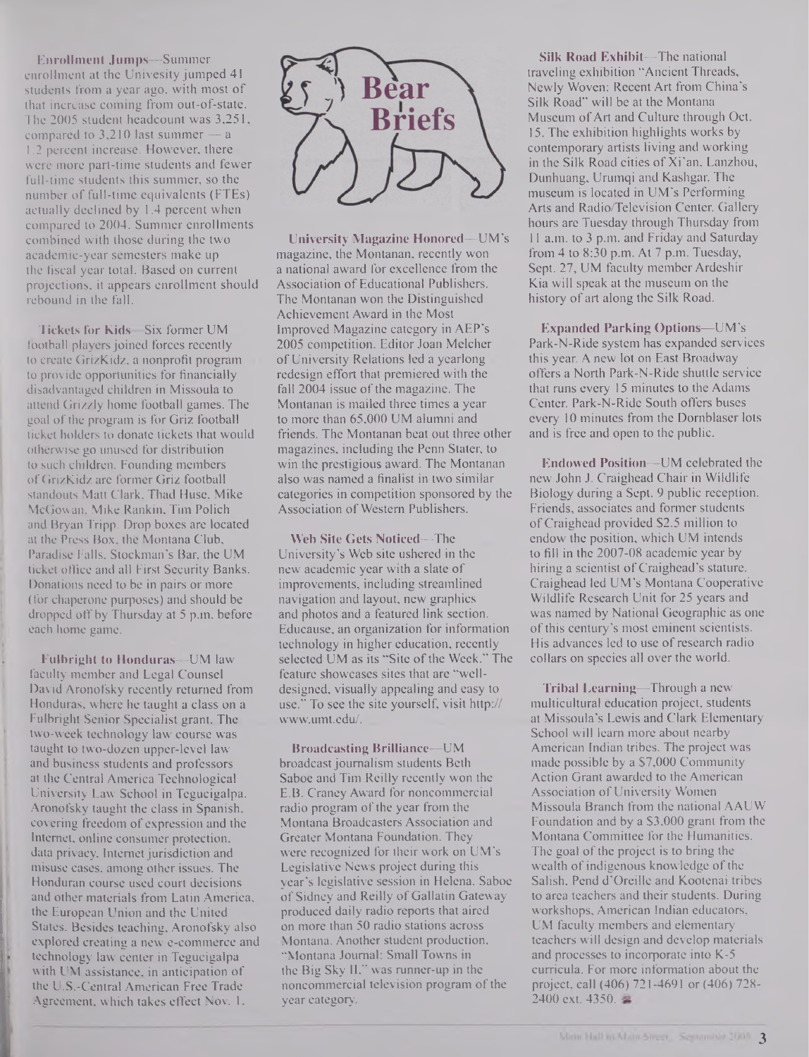# Bear Briefs

**Enrollment Jumps**—Summer enrollment at the Univesity jumped 41 students from a year ago, with most of that increase coming from out-of-state. The 2005 student headcount was 3,251, compared to 3,210 last summer — a 1.2 percent increase. However, there were more part-time students and fewer full-time students this summer, so the number of full-time equivalents (FTEs) actually declined by 1.4 percent when compared to 2004. Summer enrollments combined with those during the two academic-year semesters make up the fiscal year total. Based on current projections, it appears enrollment should rebound in the fall.

**Tickets for Kids**—Six former UM football players joined forces recently to create GrizKidz, a nonprofit program to provide opportunities for financially disadvantaged children in Missoula to attend Grizzly home football games. The goal of the program is for Griz football ticket holders to donate tickets that would otherwise go unused for distribution to such children. Founding members of GrizKidz are former Griz football standouts Matt Clark, Thad Huse, Mike McGowan, Mike Rankin, Tim Polich and Bryan Tripp. Drop boxes are located at the Press Box, the Montana Club, Paradise Falls, Stockman's Bar, the UM ticket office and all First Security Banks. Donations need to be in pairs or more (for chaperone purposes) and should be dropped off by Thursday at 5 p.m. before each home game.

**Fulbright to Honduras**—UM law faculty member and Legal Counsel David Aronofsky recently returned from Honduras, where he taught a class on a Fulbright Senior Specialist grant. The two-week technology law course was taught to two-dozen upper-level law and business students and professors at the Central America Technological University Law School in Tegucigalpa. Aronofsky taught the class in Spanish, covering freedom of expression and the Internet, online consumer protection, data privacy, Internet jurisdiction and misuse cases, among other issues. The Honduran course used court decisions and other materials from Latin America, the European Union and the United States. Besides teaching, Aronofsky also explored creating a new e-commerce and technology law center in Tegucigalpa with UM assistance, in anticipation of the U.S.-Central American Free Trade Agreement, which takes effect Nov. 1.

**University Magazine Honored**—UM's magazine, the Montanan, recently won a national award for excellence from the Association of Educational Publishers. The Montanan won the Distinguished Achievement Award in the Most Improved Magazine category in AEP's 2005 competition. Editor Joan Melcher of University Relations led a yearlong redesign effort that premiered with the fall 2004 issue of the magazine. The Montanan is mailed three times a year to more than 65,000 UM alumni and friends. The Montanan beat out three other magazines, including the Penn Stater, to win the prestigious award. The Montanan also was named a finalist in two similar categories in competition sponsored by the Association of Western Publishers.

**Web Site Gets Noticed**—The University's Web site ushered in the new academic year with a slate of improvements, including streamlined navigation and layout, new graphics and photos and a featured link section. Educause, an organization for information technology in higher education, recently selected UM as its "Site of the Week." The feature showcases sites that are "well-designed, visually appealing and easy to use." To see the site yourself, visit http://www.umt.edu/.

**Broadcasting Brilliance**—UM broadcast journalism students Beth Saboe and Tim Reilly recently won the E.B. Craney Award for noncommercial radio program of the year from the Montana Broadcasters Association and Greater Montana Foundation. They were recognized for their work on UM's Legislative News project during this year's legislative session in Helena. Saboe of Sidney and Reilly of Gallatin Gateway produced daily radio reports that aired on more than 50 radio stations across Montana. Another student production, "Montana Journal: Small Towns in the Big Sky II," was runner-up in the noncommercial television program of the year category.

**Silk Road Exhibit**—The national traveling exhibition "Ancient Threads, Newly Woven: Recent Art from China's Silk Road" will be at the Montana Museum of Art and Culture through Oct. 15. The exhibition highlights works by contemporary artists living and working in the Silk Road cities of Xi'an, Lanzhou, Dunhuang, Urumqi and Kashgar. The museum is located in UM's Performing Arts and Radio/Television Center. Gallery hours are Tuesday through Thursday from 11 a.m. to 3 p.m. and Friday and Saturday from 4 to 8:30 p.m. At 7 p.m. Tuesday, Sept. 27, UM faculty member Ardeshir Kia will speak at the museum on the history of art along the Silk Road.

**Expanded Parking Options**—UM's Park-N-Ride system has expanded services this year. A new lot on East Broadway offers a North Park-N-Ride shuttle service that runs every 15 minutes to the Adams Center. Park-N-Ride South offers buses every 10 minutes from the Dornblaser lots and is free and open to the public.

**Endowed Position**—UM celebrated the new John J. Craighead Chair in Wildlife Biology during a Sept. 9 public reception. Friends, associates and former students of Craighead provided $2.5 million to endow the position, which UM intends to fill in the 2007-08 academic year by hiring a scientist of Craighead's stature. Craighead led UM's Montana Cooperative Wildlife Research Unit for 25 years and was named by National Geographic as one of this century's most eminent scientists. His advances led to use of research radio collars on species all over the world.

**Tribal Learning**—Through a new multicultural education project, students at Missoula's Lewis and Clark Elementary School will learn more about nearby American Indian tribes. The project was made possible by a $7,000 Community Action Grant awarded to the American Association of University Women Missoula Branch from the national AAUW Foundation and by a $3,000 grant from the Montana Committee for the Humanities. The goal of the project is to bring the wealth of indigenous knowledge of the Salish, Pend d'Oreille and Kootenai tribes to area teachers and their students. During workshops, American Indian educators, UM faculty members and elementary teachers will design and develop materials and processes to incorporate into K-5 curricula. For more information about the project, call (406) 721-4691 or (406) 728-2400 ext. 4350.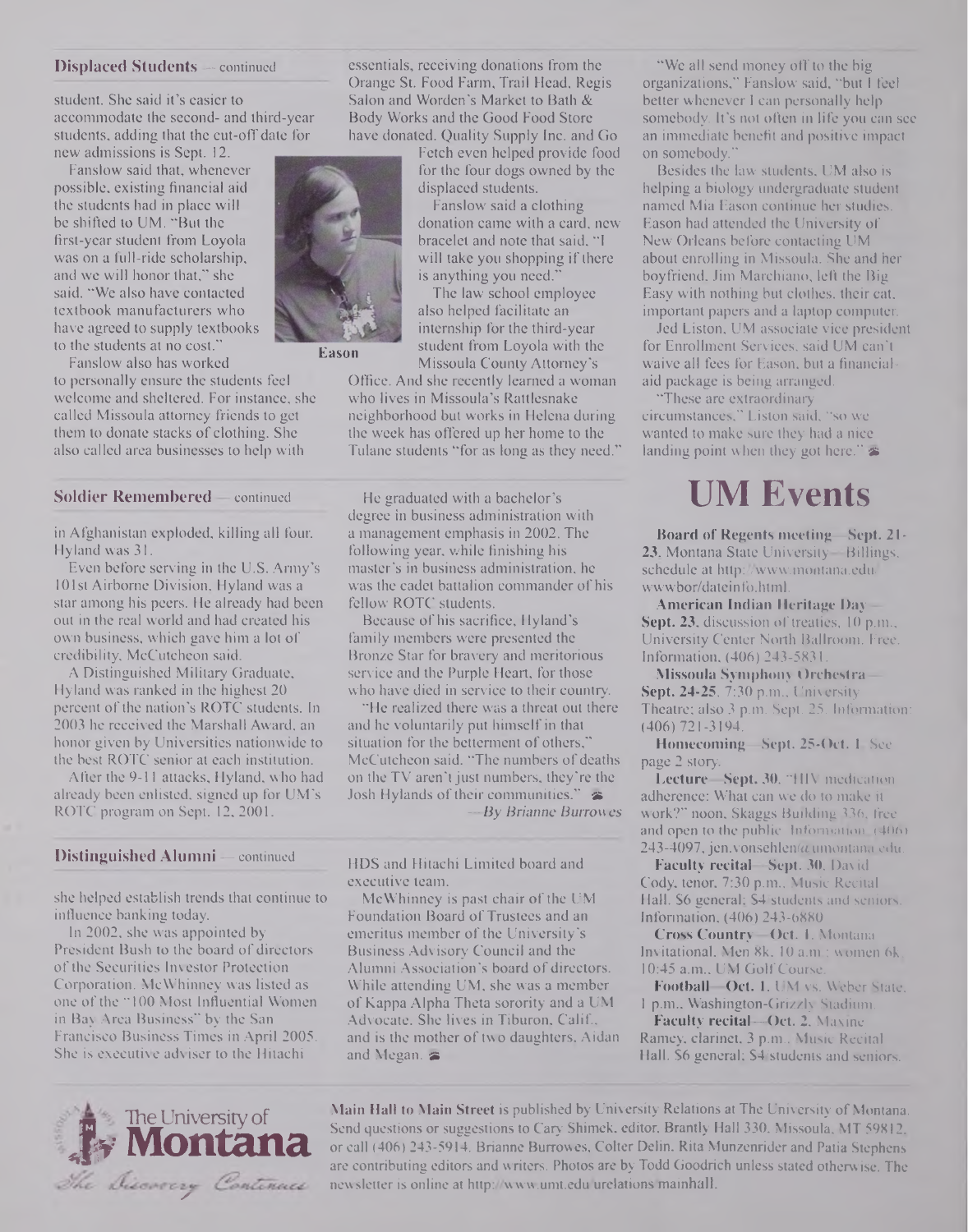**Displaced Students** — continued

student. She said it's easier to accommodate the second- and third-year students, adding that the cut-off date for new admissions is Sept. 12.

Fanslow said that, whenever possible, existing financial aid the students had in place will be shifted to UM. "But the first-year student from Loyola was on a full-ride scholarship, and we will honor that," she said. "We also have contacted textbook manufacturers who have agreed to supply textbooks to the students at no cost."

Fanslow also has worked to personally ensure the students feel welcome and sheltered. For instance, she called Missoula attorney friends to get them to donate stacks of clothing. She also called area businesses to help with essentials, receiving donations from the Orange St. Food Farm, Trail Head, Regis Salon and Worden's Market to Bath & Body Works and the Good Food Store have donated. Quality Supply Inc. and Go Fetch even helped provide food for the four dogs owned by the displaced students.

Eason

Fanslow said a clothing donation came with a card, new bracelet and note that said, "I will take you shopping if there is anything you need."

The law school employee also helped facilitate an internship for the third-year student from Loyola with the Missoula County Attorney's Office. And she recently learned a woman who lives in Missoula's Rattlesnake neighborhood but works in Helena during the week has offered up her home to the Tulane students "for as long as they need."

"We all send money off to the big organizations," Fanslow said, "but I feel better whenever I can personally help somebody. It's not often in life you can see an immediate benefit and positive impact on somebody."

Besides the law students, UM also is helping a biology undergraduate student named Mia Eason continue her studies. Eason had attended the University of New Orleans before contacting UM about enrolling in Missoula. She and her boyfriend, Jim Marchiano, left the Big Easy with nothing but clothes, their cat, important papers and a laptop computer.

Jed Liston, UM associate vice president for Enrollment Services, said UM can't waive all fees for Eason, but a financial-aid package is being arranged.

"These are extraordinary circumstances," Liston said, "so we wanted to make sure they had a nice landing point when they got here."

**Soldier Remembered** — continued

in Afghanistan exploded, killing all four. Hyland was 31.

Even before serving in the U.S. Army's 101st Airborne Division, Hyland was a star among his peers. He already had been out in the real world and had created his own business, which gave him a lot of credibility, McCutcheon said.

A Distinguished Military Graduate, Hyland was ranked in the highest 20 percent of the nation's ROTC students. In 2003 he received the Marshall Award, an honor given by Universities nationwide to the best ROTC senior at each institution.

After the 9-11 attacks, Hyland, who had already been enlisted, signed up for UM's ROTC program on Sept. 12, 2001.

He graduated with a bachelor's degree in business administration with a management emphasis in 2002. The following year, while finishing his master's in business administration, he was the cadet battalion commander of his fellow ROTC students.

Because of his sacrifice, Hyland's family members were presented the Bronze Star for bravery and meritorious service and the Purple Heart, for those who have died in service to their country.

"He realized there was a threat out there and he voluntarily put himself in that situation for the betterment of others," McCutcheon said. "The numbers of deaths on the TV aren't just numbers, they're the Josh Hylands of their communities."

—*By Brianne Burrowes*

**Distinguished Alumni** — continued

she helped establish trends that continue to influence banking today.

In 2002, she was appointed by President Bush to the board of directors of the Securities Investor Protection Corporation. McWhinney was listed as one of the "100 Most Influential Women in Bay Area Business" by the San Francisco Business Times in April 2005. She is executive adviser to the Hitachi HDS and Hitachi Limited board and executive team.

McWhinney is past chair of the UM Foundation Board of Trustees and an emeritus member of the University's Business Advisory Council and the Alumni Association's board of directors. While attending UM, she was a member of Kappa Alpha Theta sorority and a UM Advocate. She lives in Tiburon, Calif., and is the mother of two daughters, Aidan and Megan.

# UM Events

**Board of Regents meeting**—**Sept. 21-23**, Montana State University—Billings, schedule at http://www.montana.edu/wwwbor/dateinfo.html.

**American Indian Heritage Day**—**Sept. 23**, discussion of treaties, 10 p.m., University Center North Ballroom. Free. Information, (406) 243-5831.

**Missoula Symphony Orchestra**—**Sept. 24-25**, 7:30 p.m., University Theatre; also 3 p.m. Sept. 25. Information: (406) 721-3194.

**Homecoming**—**Sept. 25-Oct. 1**. See page 2 story.

**Lecture**—**Sept. 30**, "HIV medication adherence: What can we do to make it work?" noon, Skaggs Building 336, free and open to the public. Information, (406) 243-4097, jen.vonsehlen@umontana.edu.

**Faculty recital**—**Sept. 30**, David Cody, tenor, 7:30 p.m., Music Recital Hall. $6 general; $4 students and seniors. Information, (406) 243-6880.

**Cross Country**—**Oct. 1**, Montana Invitational. Men 8k, 10 a.m.; women 6k, 10:45 a.m., UM Golf Course.

**Football**—**Oct. 1**, UM vs. Weber State, 1 p.m., Washington-Grizzly Stadium.

**Faculty recital**—**Oct. 2**, Maxine Ramey, clarinet, 3 p.m., Music Recital Hall. $6 general; $4 students and seniors.

The University of Montana — The Discovery Continues

**Main Hall to Main Street** is published by University Relations at The University of Montana. Send questions or suggestions to Cary Shimek, editor, Brantly Hall 330, Missoula, MT 59812, or call (406) 243-5914. Brianne Burrowes, Colter Delin, Rita Munzenrider and Patia Stephens are contributing editors and writers. Photos are by Todd Goodrich unless stated otherwise. The newsletter is online at http://www.umt.edu/urelations/mainhall.